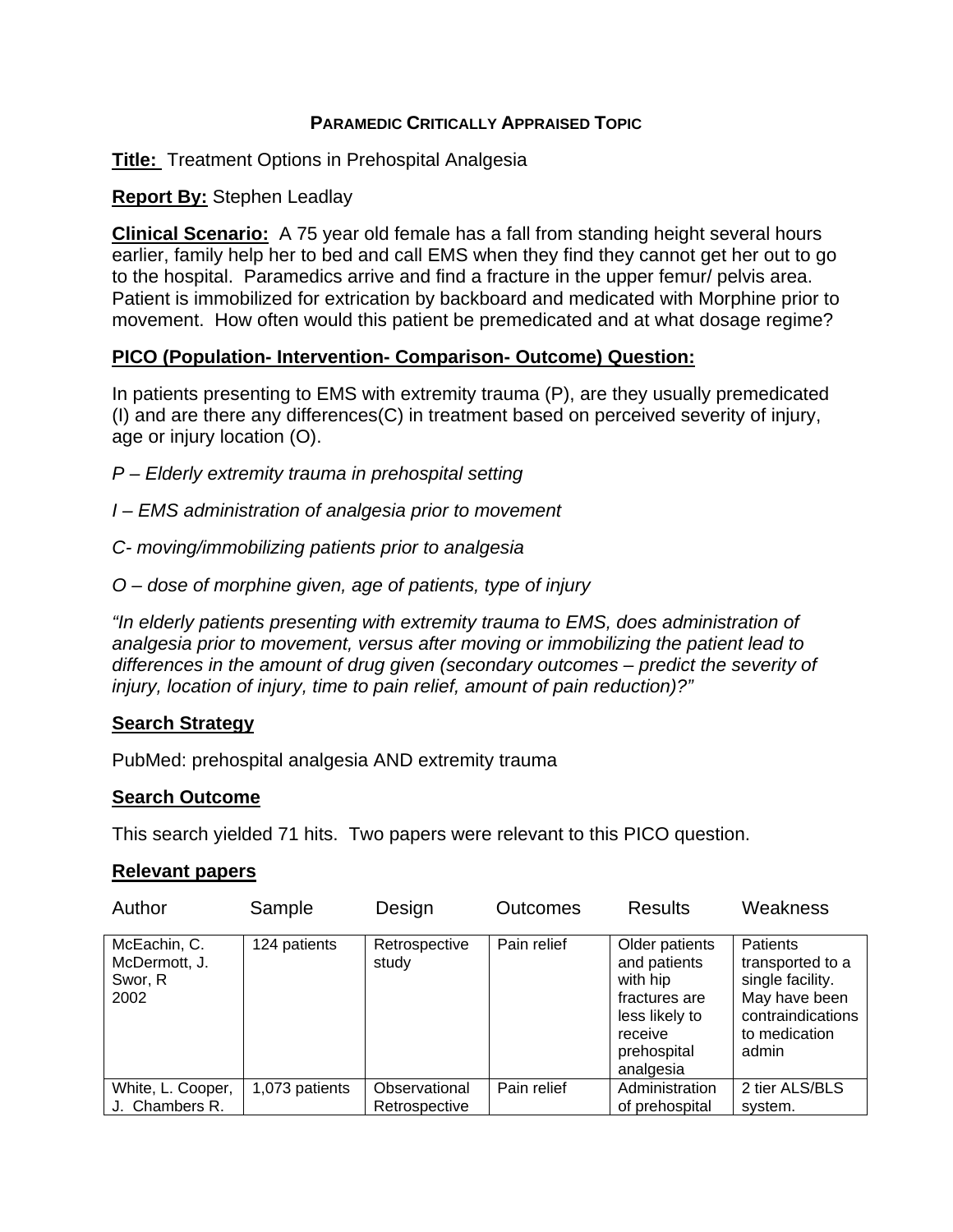# PARAMEDIC CRITICALLY APPRAISED TOPIC

**Title:** Treatment Options in Prehospital Analgesia

**Report By:** Stephen Leadlay

**Clinical Scenario:** A 75 year old female has a fall from standing height several hours earlier, family help her to bed and call EMS when they find they cannot get her out to go to the hospital. Paramedics arrive and find a fracture in the upper femur/ pelvis area. Patient is immobilized for extrication by backboard and medicated with Morphine prior to movement. How often would this patient be premedicated and at what dosage regime?

## PICO (Population- Intervention- Comparison- Outcome) Question:

In patients presenting to EMS with extremity trauma (P), are they usually premedicated (I) and are there any differences(C) in treatment based on perceived severity of injury, age or injury location (O).

*P – Elderly extremity trauma in prehospital setting*

*I – EMS administration of analgesia prior to movement*

*C- moving/immobilizing patients prior to analgesia*

*O – dose of morphine given, age of patients, type of injury*

*"In elderly patients presenting with extremity trauma to EMS, does administration of analgesia prior to movement, versus after moving or immobilizing the patient lead to differences in the amount of drug given (secondary outcomes – predict the severity of injury, location of injury, time to pain relief, amount of pain reduction)?"*

## Search Strategy

PubMed: prehospital analgesia AND extremity trauma

## Search Outcome

This search yielded 71 hits. Two papers were relevant to this PICO question.

## Relevant papers

| Author | Sample | Design | Outcomes | Results | Weakness |
|---|---|---|---|---|---|
| McEachin, C. McDermott, J. Swor, R 2002 | 124 patients | Retrospective study | Pain relief | Older patients and patients with hip fractures are less likely to receive prehospital analgesia | Patients transported to a single facility. May have been contraindications to medication admin |
| White, L. Cooper, J. Chambers R. | 1,073 patients | Observational Retrospective | Pain relief | Administration of prehospital | 2 tier ALS/BLS system. |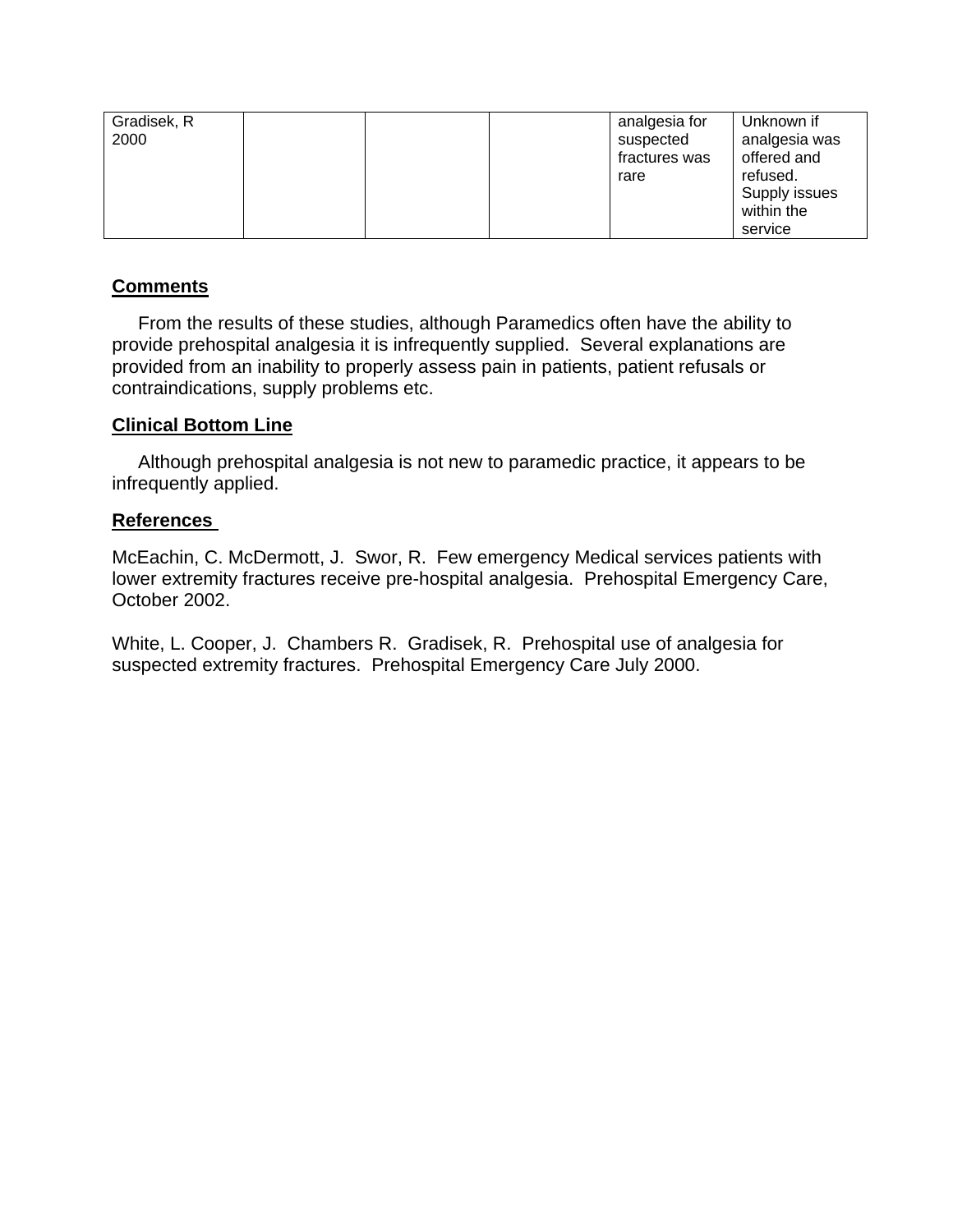| | | | | | |
|---|---|---|---|---|---|
| Gradisek, R 2000 | | | | analgesia for suspected fractures was rare | Unknown if analgesia was offered and refused. Supply issues within the service |

## Comments

From the results of these studies, although Paramedics often have the ability to provide prehospital analgesia it is infrequently supplied. Several explanations are provided from an inability to properly assess pain in patients, patient refusals or contraindications, supply problems etc.

## Clinical Bottom Line

Although prehospital analgesia is not new to paramedic practice, it appears to be infrequently applied.

## References

McEachin, C. McDermott, J. Swor, R. Few emergency Medical services patients with lower extremity fractures receive pre-hospital analgesia. Prehospital Emergency Care, October 2002.

White, L. Cooper, J. Chambers R. Gradisek, R. Prehospital use of analgesia for suspected extremity fractures. Prehospital Emergency Care July 2000.